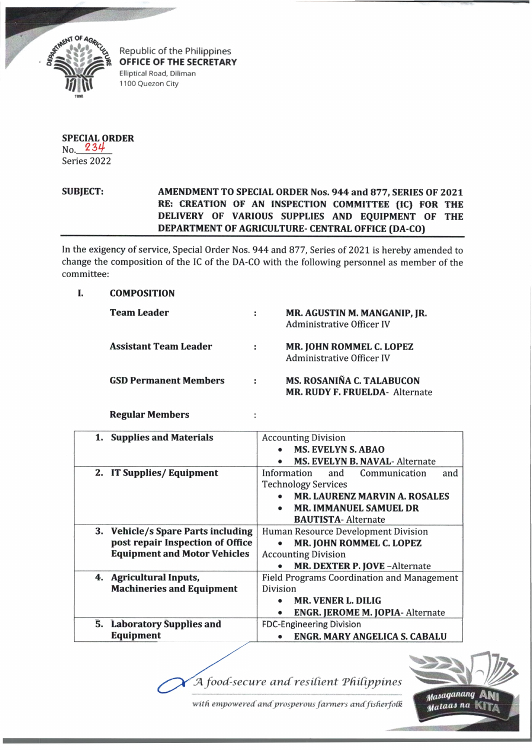Republic of the Philippines
**OFFICE OF THE SECRETARY**
Elliptical Road, Diliman
1100 Quezon City

**SPECIAL ORDER**
No. 234
Series 2022

**SUBJECT:** **AMENDMENT TO SPECIAL ORDER Nos. 944 and 877, SERIES OF 2021 RE: CREATION OF AN INSPECTION COMMITTEE (IC) FOR THE DELIVERY OF VARIOUS SUPPLIES AND EQUIPMENT OF THE DEPARTMENT OF AGRICULTURE- CENTRAL OFFICE (DA-CO)**

In the exigency of service, Special Order Nos. 944 and 877, Series of 2021 is hereby amended to change the composition of the IC of the DA-CO with the following personnel as member of the committee:

## I. COMPOSITION

**Team Leader** : **MR. AGUSTIN M. MANGANIP, JR.**
Administrative Officer IV

**Assistant Team Leader** : **MR. JOHN ROMMEL C. LOPEZ**
Administrative Officer IV

**GSD Permanent Members** : **MS. ROSANIÑA C. TALABUCON**
**MR. RUDY F. FRUELDA**- Alternate

**Regular Members** :

| | |
|---|---|
| **1. Supplies and Materials** | Accounting Division<br>• **MS. EVELYN S. ABAO**<br>• **MS. EVELYN B. NAVAL**- Alternate |
| **2. IT Supplies/ Equipment** | Information and Communication and Technology Services<br>• **MR. LAURENZ MARVIN A. ROSALES**<br>• **MR. IMMANUEL SAMUEL DR BAUTISTA**- Alternate |
| **3. Vehicle/s Spare Parts including post repair Inspection of Office Equipment and Motor Vehicles** | Human Resource Development Division<br>• **MR. JOHN ROMMEL C. LOPEZ**<br>Accounting Division<br>• **MR. DEXTER P. JOVE** –Alternate |
| **4. Agricultural Inputs, Machineries and Equipment** | Field Programs Coordination and Management Division<br>• **MR. VENER L. DILIG**<br>• **ENGR. JEROME M. JOPIA**- Alternate |
| **5. Laboratory Supplies and Equipment** | FDC-Engineering Division<br>• **ENGR. MARY ANGELICA S. CABALU** |

*A food-secure and resilient Philippines*
*with empowered and prosperous farmers and fisherfolk*

Masaganang ANI Mataas na KITA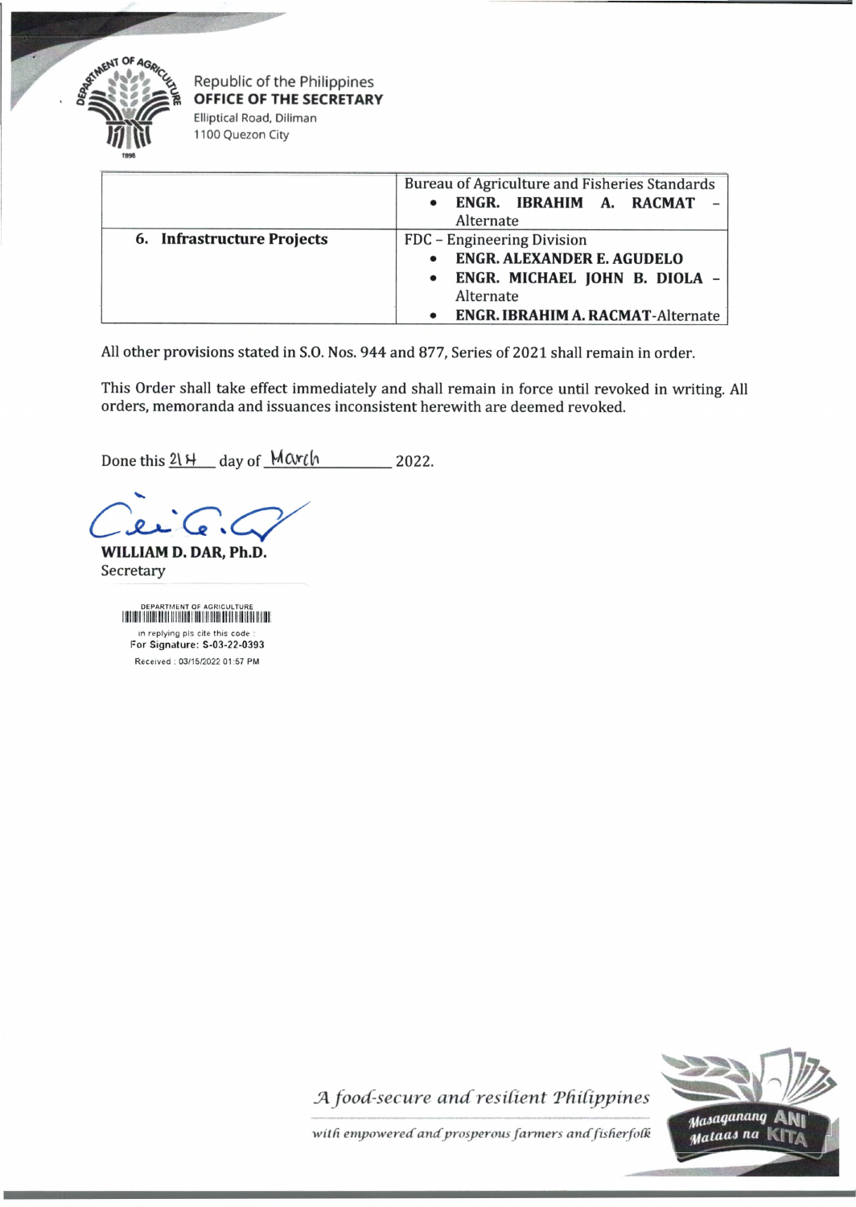| | |
|---|---|
| | Bureau of Agriculture and Fisheries Standards<br>• **ENGR. IBRAHIM A. RACMAT** – Alternate |
| **6. Infrastructure Projects** | FDC – Engineering Division<br>• **ENGR. ALEXANDER E. AGUDELO**<br>• **ENGR. MICHAEL JOHN B. DIOLA** – Alternate<br>• **ENGR. IBRAHIM A. RACMAT**-Alternate |

All other provisions stated in S.O. Nos. 944 and 877, Series of 2021 shall remain in order.

This Order shall take effect immediately and shall remain in force until revoked in writing. All orders, memoranda and issuances inconsistent herewith are deemed revoked.

Done this 21st day of March 2022.

**WILLIAM D. DAR, Ph.D.**
Secretary

DEPARTMENT OF AGRICULTURE
in replying pls cite this code :
For Signature: S-03-22-0393
Received : 03/15/2022 01:57 PM